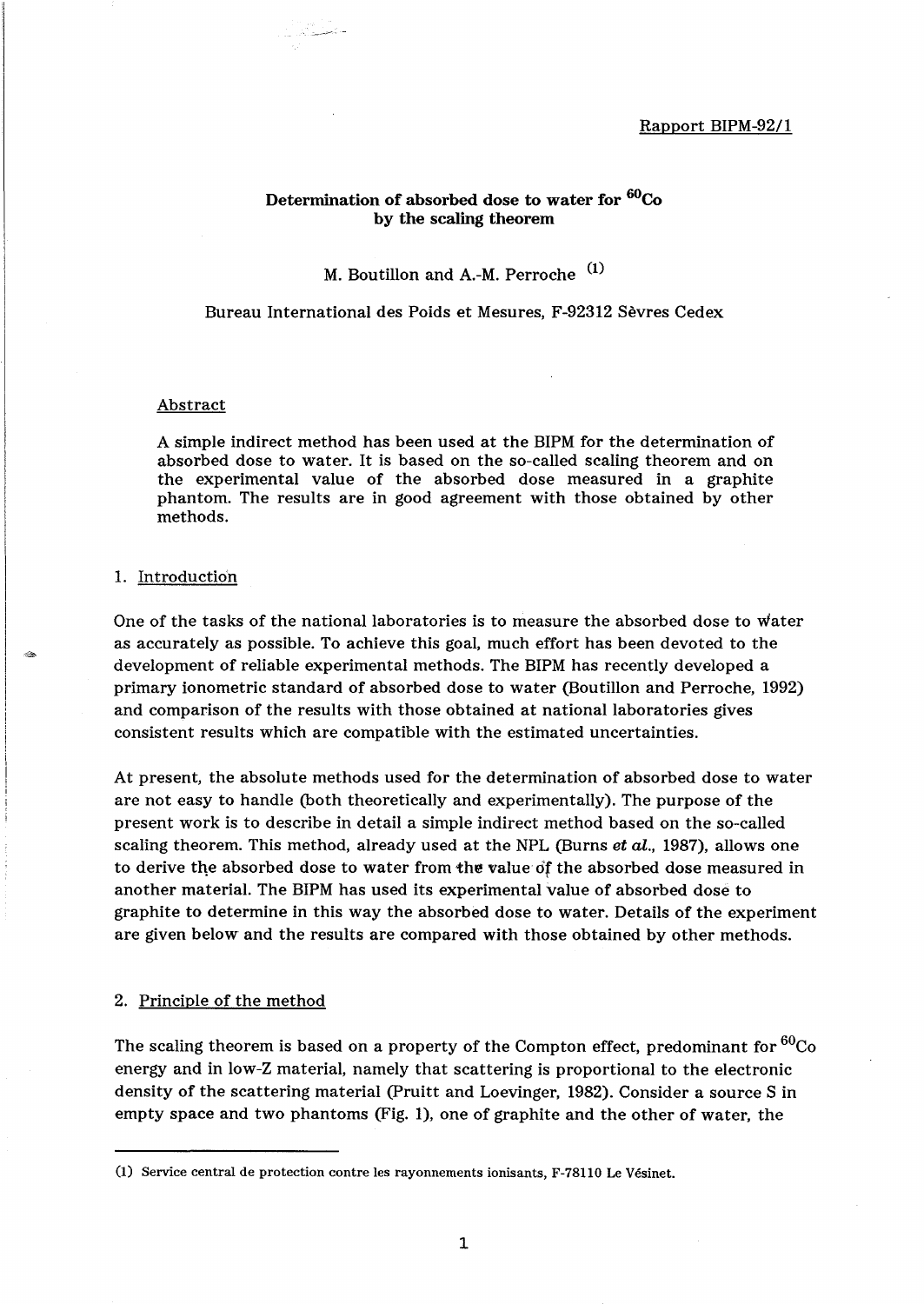Rapport BIPM-92/1

# Determination of absorbed dose to water for $^{60}Co$ by the scaling theorem

M. Boutillon and A.-M. Perroche [1]

Bureau International des Poids et Mesures, F-92312 Sèvres Cedex

## Abstract

A simple indirect method has been used at the BIPM for the determination of absorbed dose to water. It is based on the so-called scaling theorem and on the experimental value of the absorbed dose measured in a graphite phantom. The results are in good agreement with those obtained by other methods.

## 1. Introduction

One of the tasks of the national laboratories is to measure the absorbed dose to water as accurately as possible. To achieve this goal, much effort has been devoted to the development of reliable experimental methods. The BIPM has recently developed a primary ionometric standard of absorbed dose to water (Boutillon and Perroche, 1992) and comparison of the results with those obtained at national laboratories gives consistent results which are compatible with the estimated uncertainties.

At present, the absolute methods used for the determination of absorbed dose to water are not easy to handle (both theoretically and experimentally). The purpose of the present work is to describe in detail a simple indirect method based on the so-called scaling theorem. This method, already used at the NPL (Burns *et al.*, 1987), allows one to derive the absorbed dose to water from the value of the absorbed dose measured in another material. The BIPM has used its experimental value of absorbed dose to graphite to determine in this way the absorbed dose to water. Details of the experiment are given below and the results are compared with those obtained by other methods.

## 2. Principle of the method

The scaling theorem is based on a property of the Compton effect, predominant for $^{60}Co$ energy and in low-Z material, namely that scattering is proportional to the electronic density of the scattering material (Pruitt and Loevinger, 1982). Consider a source S in empty space and two phantoms (Fig. 1), one of graphite and the other of water, the

(1) Service central de protection contre les rayonnements ionisants, F-78110 Le Vésinet.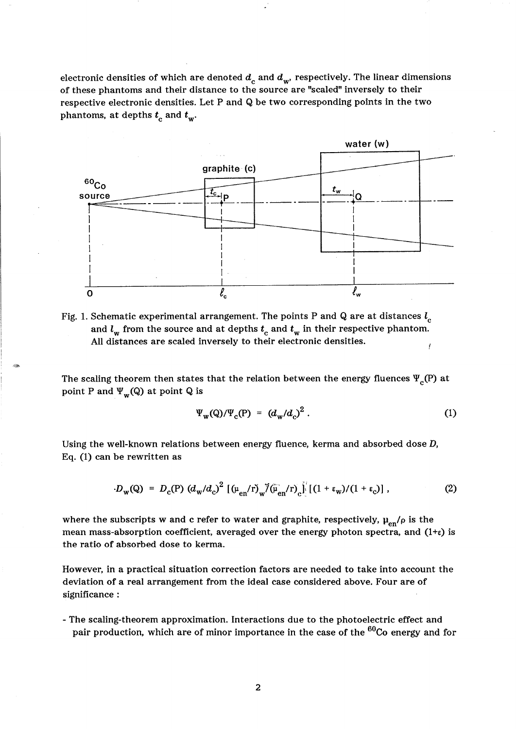electronic densities of which are denoted $d_c$ and $d_w$, respectively. The linear dimensions of these phantoms and their distance to the source are "scaled" inversely to their respective electronic densities. Let P and Q be two corresponding points in the two phantoms, at depths $t_c$ and $t_w$.

Fig. 1. Schematic experimental arrangement. The points P and Q are at distances $l_c$ and $l_w$ from the source and at depths $t_c$ and $t_w$ in their respective phantom. All distances are scaled inversely to their electronic densities.

The scaling theorem then states that the relation between the energy fluences $\Psi_c(P)$ at point P and $\Psi_w(Q)$ at point Q is

$$\Psi_w(Q)/\Psi_c(P) = (d_w/d_c)^2 . \tag{1}$$

Using the well-known relations between energy fluence, kerma and absorbed dose $D$, Eq. (1) can be rewritten as

$$D_w(Q) = D_c(P)\,(d_w/d_c)^2\,[(\mu_{en}/\rho)_w/(\mu_{en}/\rho)_c]\,[(1+\varepsilon_w)/(1+\varepsilon_c)] , \tag{2}$$

where the subscripts w and c refer to water and graphite, respectively, $\mu_{en}/\rho$ is the mean mass-absorption coefficient, averaged over the energy photon spectra, and $(1+\varepsilon)$ is the ratio of absorbed dose to kerma.

However, in a practical situation correction factors are needed to take into account the deviation of a real arrangement from the ideal case considered above. Four are of significance :

- The scaling-theorem approximation. Interactions due to the photoelectric effect and pair production, which are of minor importance in the case of the $^{60}$Co energy and for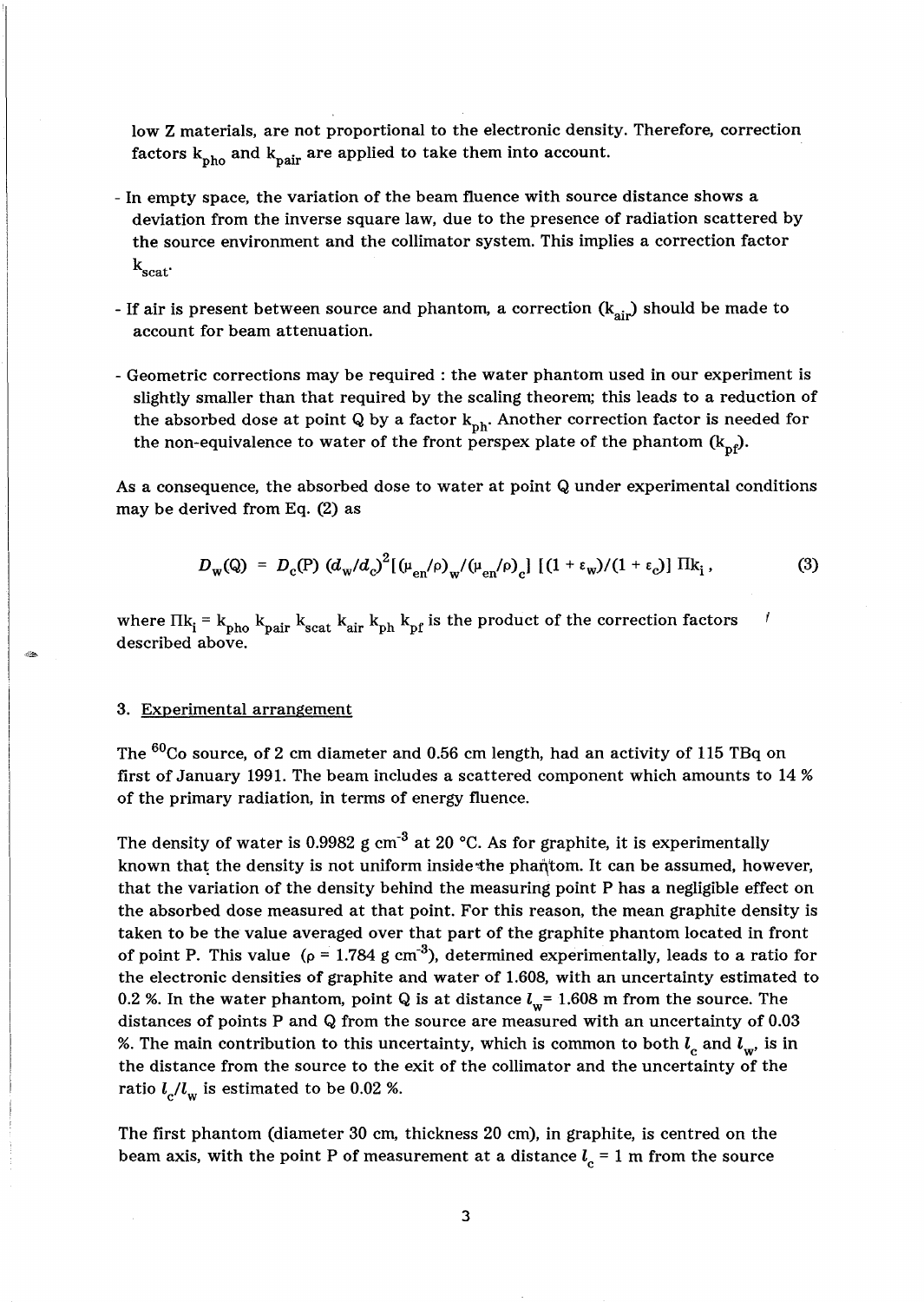low Z materials, are not proportional to the electronic density. Therefore, correction factors $k_{pho}$ and $k_{pair}$ are applied to take them into account.

- In empty space, the variation of the beam fluence with source distance shows a deviation from the inverse square law, due to the presence of radiation scattered by the source environment and the collimator system. This implies a correction factor $k_{scat}$.
- If air is present between source and phantom, a correction ($k_{air}$) should be made to account for beam attenuation.
- Geometric corrections may be required : the water phantom used in our experiment is slightly smaller than that required by the scaling theorem; this leads to a reduction of the absorbed dose at point Q by a factor $k_{ph}$. Another correction factor is needed for the non-equivalence to water of the front perspex plate of the phantom ($k_{pf}$).

As a consequence, the absorbed dose to water at point Q under experimental conditions may be derived from Eq. (2) as

$$D_w(Q) = D_c(P)\ (d_w/d_c)^2[(\mu_{en}/\rho)_w/(\mu_{en}/\rho)_c]\ [(1+\varepsilon_w)/(1+\varepsilon_c)]\ \Pi k_i\ , \tag{3}$$

where $\Pi k_i = k_{pho}\ k_{pair}\ k_{scat}\ k_{air}\ k_{ph}\ k_{pf}$ is the product of the correction factors described above.

### 3. Experimental arrangement

The $^{60}Co$ source, of 2 cm diameter and 0.56 cm length, had an activity of 115 TBq on first of January 1991. The beam includes a scattered component which amounts to 14 % of the primary radiation, in terms of energy fluence.

The density of water is 0.9982 g cm$^{-3}$ at 20 °C. As for graphite, it is experimentally known that the density is not uniform inside the phantom. It can be assumed, however, that the variation of the density behind the measuring point P has a negligible effect on the absorbed dose measured at that point. For this reason, the mean graphite density is taken to be the value averaged over that part of the graphite phantom located in front of point P. This value ($\rho$ = 1.784 g cm$^{-3}$), determined experimentally, leads to a ratio for the electronic densities of graphite and water of 1.608, with an uncertainty estimated to 0.2 %. In the water phantom, point Q is at distance $l_w$= 1.608 m from the source. The distances of points P and Q from the source are measured with an uncertainty of 0.03 %. The main contribution to this uncertainty, which is common to both $l_c$ and $l_w$, is in the distance from the source to the exit of the collimator and the uncertainty of the ratio $l_c/l_w$ is estimated to be 0.02 %.

The first phantom (diameter 30 cm, thickness 20 cm), in graphite, is centred on the beam axis, with the point P of measurement at a distance $l_c$ = 1 m from the source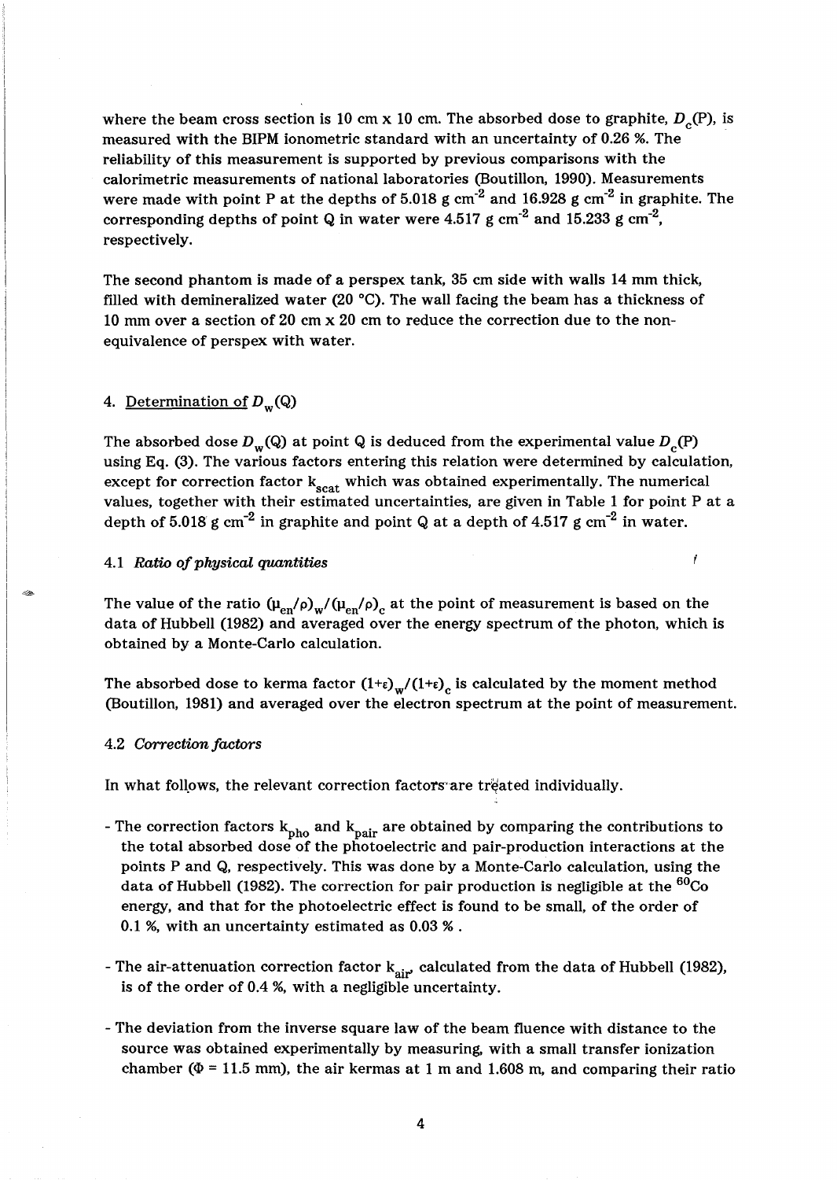where the beam cross section is 10 cm x 10 cm. The absorbed dose to graphite, $D_c(P)$, is measured with the BIPM ionometric standard with an uncertainty of 0.26 %. The reliability of this measurement is supported by previous comparisons with the calorimetric measurements of national laboratories (Boutillon, 1990). Measurements were made with point P at the depths of 5.018 g cm$^{-2}$ and 16.928 g cm$^{-2}$ in graphite. The corresponding depths of point Q in water were 4.517 g cm$^{-2}$ and 15.233 g cm$^{-2}$, respectively.

The second phantom is made of a perspex tank, 35 cm side with walls 14 mm thick, filled with demineralized water (20 °C). The wall facing the beam has a thickness of 10 mm over a section of 20 cm x 20 cm to reduce the correction due to the non-equivalence of perspex with water.

## 4. Determination of $D_w(Q)$

The absorbed dose $D_w(Q)$ at point Q is deduced from the experimental value $D_c(P)$ using Eq. (3). The various factors entering this relation were determined by calculation, except for correction factor $k_{scat}$ which was obtained experimentally. The numerical values, together with their estimated uncertainties, are given in Table 1 for point P at a depth of 5.018 g cm$^{-2}$ in graphite and point Q at a depth of 4.517 g cm$^{-2}$ in water.

### 4.1 *Ratio of physical quantities*

The value of the ratio $(\mu_{en}/\rho)_w/(\mu_{en}/\rho)_c$ at the point of measurement is based on the data of Hubbell (1982) and averaged over the energy spectrum of the photon, which is obtained by a Monte-Carlo calculation.

The absorbed dose to kerma factor $(1+\varepsilon)_w/(1+\varepsilon)_c$ is calculated by the moment method (Boutillon, 1981) and averaged over the electron spectrum at the point of measurement.

### 4.2 *Correction factors*

In what follows, the relevant correction factors are treated individually.

- The correction factors $k_{pho}$ and $k_{pair}$ are obtained by comparing the contributions to the total absorbed dose of the photoelectric and pair-production interactions at the points P and Q, respectively. This was done by a Monte-Carlo calculation, using the data of Hubbell (1982). The correction for pair production is negligible at the $^{60}$Co energy, and that for the photoelectric effect is found to be small, of the order of 0.1 %, with an uncertainty estimated as 0.03 % .

- The air-attenuation correction factor $k_{air}$, calculated from the data of Hubbell (1982), is of the order of 0.4 %, with a negligible uncertainty.

- The deviation from the inverse square law of the beam fluence with distance to the source was obtained experimentally by measuring, with a small transfer ionization chamber ($\Phi$ = 11.5 mm), the air kermas at 1 m and 1.608 m, and comparing their ratio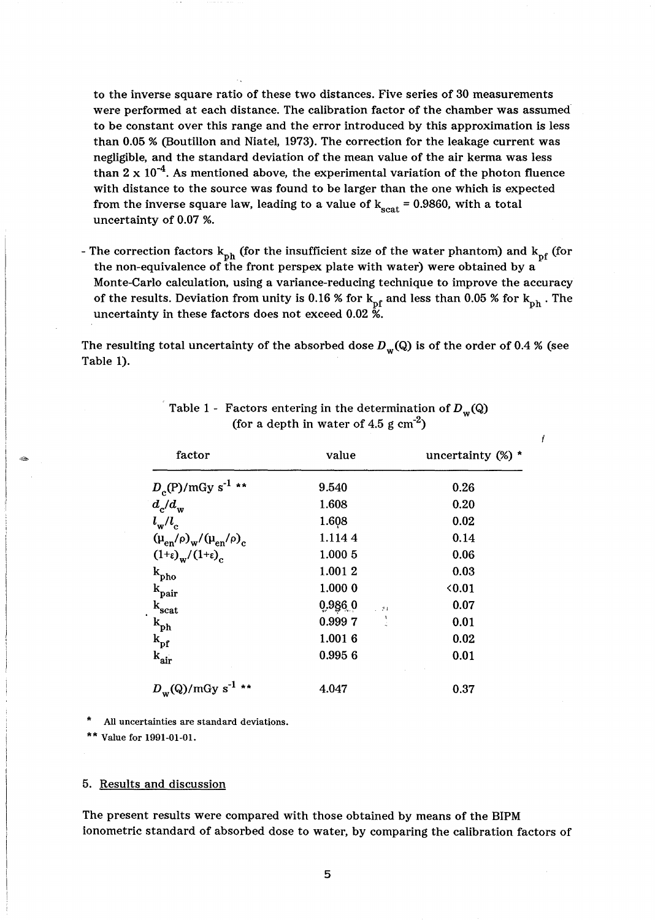to the inverse square ratio of these two distances. Five series of 30 measurements were performed at each distance. The calibration factor of the chamber was assumed to be constant over this range and the error introduced by this approximation is less than 0.05 % (Boutillon and Niatel, 1973). The correction for the leakage current was negligible, and the standard deviation of the mean value of the air kerma was less than $2 \times 10^{-4}$. As mentioned above, the experimental variation of the photon fluence with distance to the source was found to be larger than the one which is expected from the inverse square law, leading to a value of $k_{scat}$ = 0.9860, with a total uncertainty of 0.07 %.

- The correction factors $k_{ph}$ (for the insufficient size of the water phantom) and $k_{pf}$ (for the non-equivalence of the front perspex plate with water) were obtained by a Monte-Carlo calculation, using a variance-reducing technique to improve the accuracy of the results. Deviation from unity is 0.16 % for $k_{pf}$ and less than 0.05 % for $k_{ph}$. The uncertainty in these factors does not exceed 0.02 %.

The resulting total uncertainty of the absorbed dose $D_w(Q)$ is of the order of 0.4 % (see Table 1).

Table 1 - Factors entering in the determination of $D_w(Q)$ (for a depth in water of 4.5 g cm$^{-2}$)

| factor | value | uncertainty (%) * |
|---|---|---|
| $D_c(P)$/mGy s$^{-1}$ ** | 9.540 | 0.26 |
| $d_c/d_w$ | 1.608 | 0.20 |
| $l_w/l_c$ | 1.608 | 0.02 |
| $(\mu_{en}/\rho)_w/(\mu_{en}/\rho)_c$ | 1.114 4 | 0.14 |
| $(1+\varepsilon)_w/(1+\varepsilon)_c$ | 1.000 5 | 0.06 |
| $k_{pho}$ | 1.001 2 | 0.03 |
| $k_{pair}$ | 1.000 0 | <0.01 |
| $k_{scat}$ | 0.986 0 | 0.07 |
| $k_{ph}$ | 0.999 7 | 0.01 |
| $k_{pf}$ | 1.001 6 | 0.02 |
| $k_{air}$ | 0.995 6 | 0.01 |
| $D_w(Q)$/mGy s$^{-1}$ ** | 4.047 | 0.37 |

\* All uncertainties are standard deviations.

\*\* Value for 1991-01-01.

## 5. Results and discussion

The present results were compared with those obtained by means of the BIPM ionometric standard of absorbed dose to water, by comparing the calibration factors of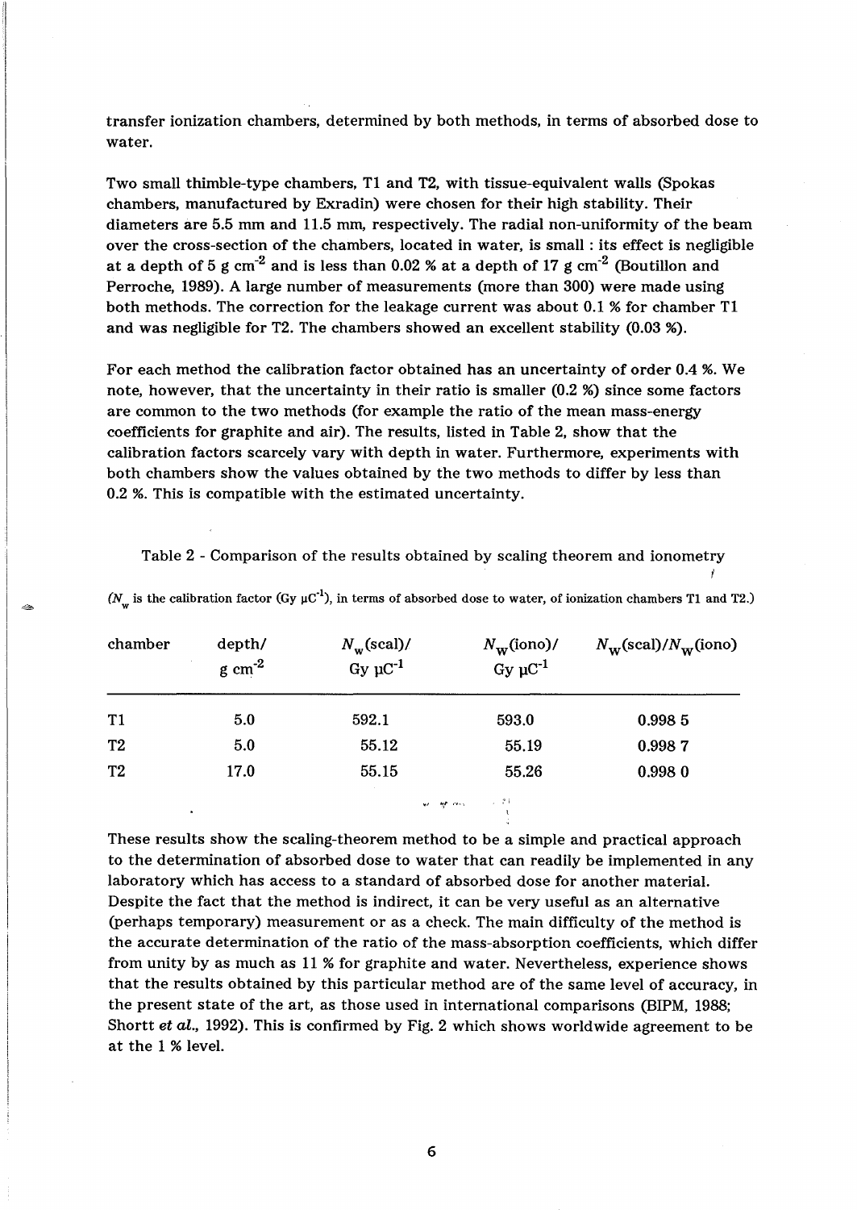transfer ionization chambers, determined by both methods, in terms of absorbed dose to water.

Two small thimble-type chambers, T1 and T2, with tissue-equivalent walls (Spokas chambers, manufactured by Exradin) were chosen for their high stability. Their diameters are 5.5 mm and 11.5 mm, respectively. The radial non-uniformity of the beam over the cross-section of the chambers, located in water, is small : its effect is negligible at a depth of 5 g cm$^{-2}$ and is less than 0.02 % at a depth of 17 g cm$^{-2}$ (Boutillon and Perroche, 1989). A large number of measurements (more than 300) were made using both methods. The correction for the leakage current was about 0.1 % for chamber T1 and was negligible for T2. The chambers showed an excellent stability (0.03 %).

For each method the calibration factor obtained has an uncertainty of order 0.4 %. We note, however, that the uncertainty in their ratio is smaller (0.2 %) since some factors are common to the two methods (for example the ratio of the mean mass-energy coefficients for graphite and air). The results, listed in Table 2, show that the calibration factors scarcely vary with depth in water. Furthermore, experiments with both chambers show the values obtained by the two methods to differ by less than 0.2 %. This is compatible with the estimated uncertainty.

Table 2 - Comparison of the results obtained by scaling theorem and ionometry

($N_w$ is the calibration factor (Gy µC$^{-1}$), in terms of absorbed dose to water, of ionization chambers T1 and T2.)

| chamber | depth/ g cm$^{-2}$ | $N_w$(scal)/ Gy µC$^{-1}$ | $N_w$(iono)/ Gy µC$^{-1}$ | $N_w$(scal)/$N_w$(iono) |
|---|---|---|---|---|
| T1 | 5.0 | 592.1 | 593.0 | 0.998 5 |
| T2 | 5.0 | 55.12 | 55.19 | 0.998 7 |
| T2 | 17.0 | 55.15 | 55.26 | 0.998 0 |

These results show the scaling-theorem method to be a simple and practical approach to the determination of absorbed dose to water that can readily be implemented in any laboratory which has access to a standard of absorbed dose for another material. Despite the fact that the method is indirect, it can be very useful as an alternative (perhaps temporary) measurement or as a check. The main difficulty of the method is the accurate determination of the ratio of the mass-absorption coefficients, which differ from unity by as much as 11 % for graphite and water. Nevertheless, experience shows that the results obtained by this particular method are of the same level of accuracy, in the present state of the art, as those used in international comparisons (BIPM, 1988; Shortt *et al.*, 1992). This is confirmed by Fig. 2 which shows worldwide agreement to be at the 1 % level.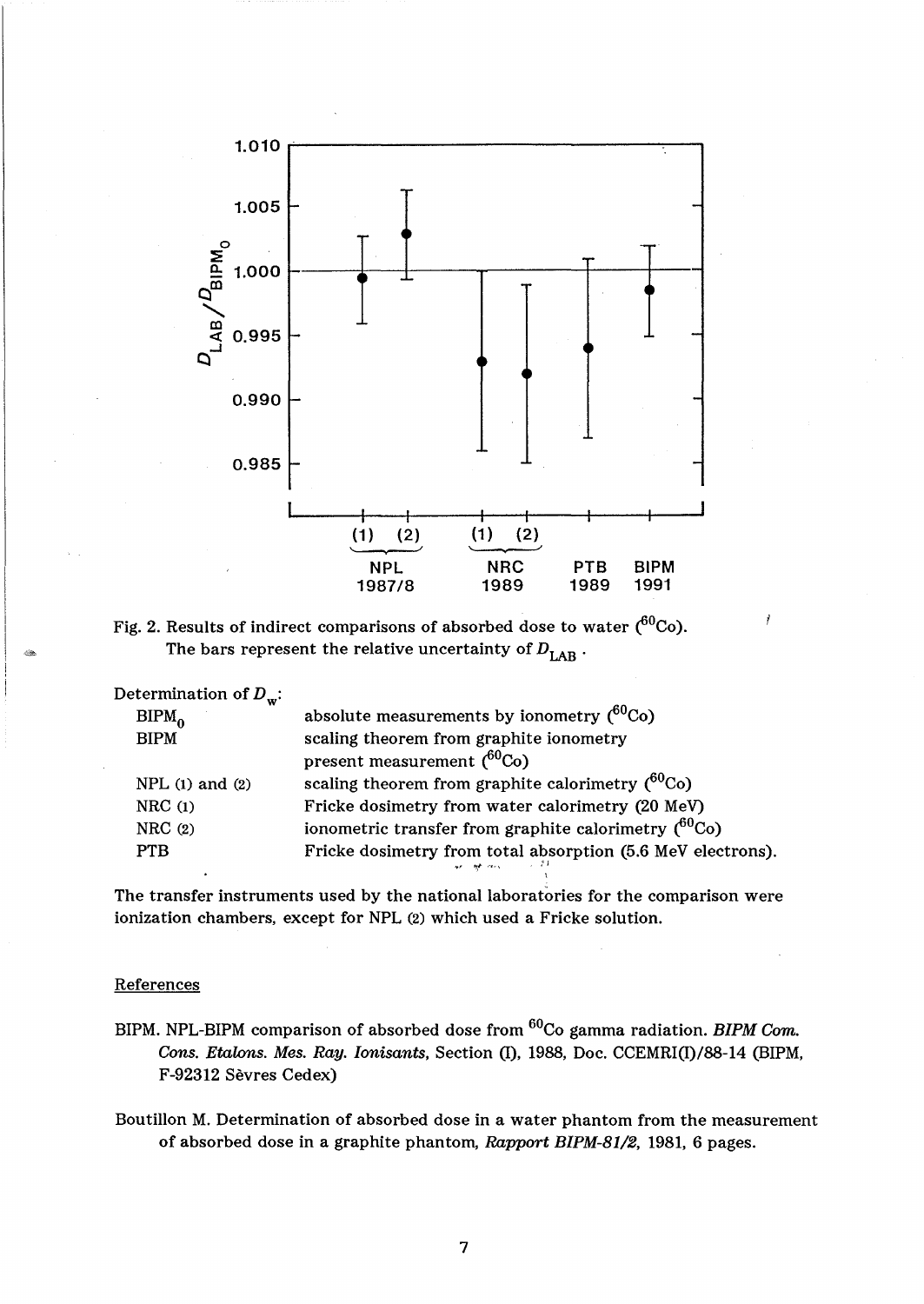Fig. 2. Results of indirect comparisons of absorbed dose to water ($^{60}$Co). The bars represent the relative uncertainty of $D_{LAB}$.

Determination of $D_w$:

| | |
|---|---|
| $BIPM_0$ | absolute measurements by ionometry ($^{60}$Co) |
| BIPM | scaling theorem from graphite ionometry present measurement ($^{60}$Co) |
| NPL (1) and (2) | scaling theorem from graphite calorimetry ($^{60}$Co) |
| NRC (1) | Fricke dosimetry from water calorimetry (20 MeV) |
| NRC (2) | ionometric transfer from graphite calorimetry ($^{60}$Co) |
| PTB | Fricke dosimetry from total absorption (5.6 MeV electrons). |

The transfer instruments used by the national laboratories for the comparison were ionization chambers, except for NPL (2) which used a Fricke solution.

## References

BIPM. NPL-BIPM comparison of absorbed dose from $^{60}$Co gamma radiation. *BIPM Com. Cons. Etalons. Mes. Ray. Ionisants*, Section (I), 1988, Doc. CCEMRI(I)/88-14 (BIPM, F-92312 Sèvres Cedex)

Boutillon M. Determination of absorbed dose in a water phantom from the measurement of absorbed dose in a graphite phantom, *Rapport BIPM-81/2*, 1981, 6 pages.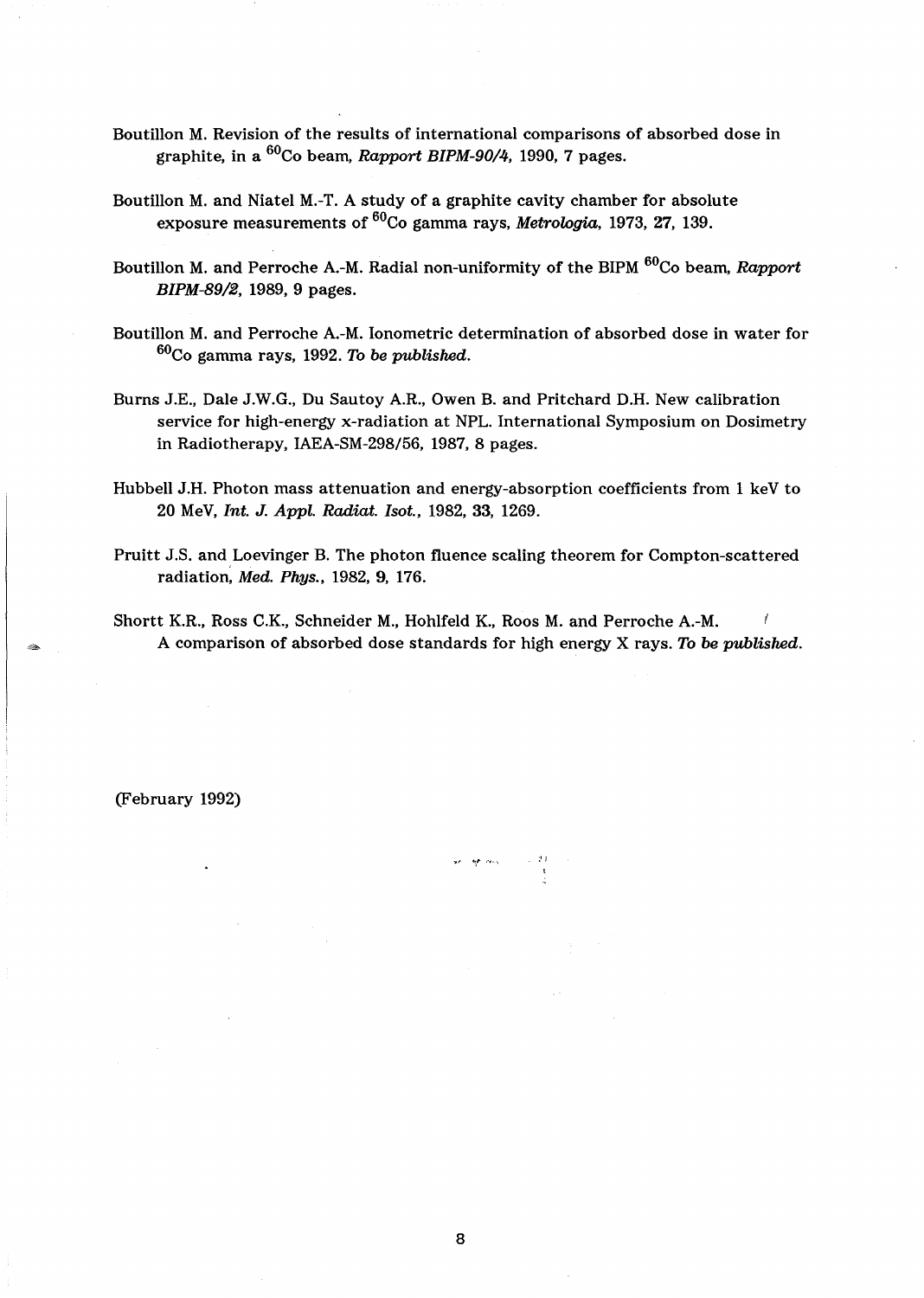Boutillon M. Revision of the results of international comparisons of absorbed dose in graphite, in a $^{60}$Co beam, *Rapport BIPM-90/4*, 1990, 7 pages.

Boutillon M. and Niatel M.-T. A study of a graphite cavity chamber for absolute exposure measurements of $^{60}$Co gamma rays, *Metrologia*, 1973, **27**, 139.

Boutillon M. and Perroche A.-M. Radial non-uniformity of the BIPM $^{60}$Co beam, *Rapport BIPM-89/2*, 1989, 9 pages.

Boutillon M. and Perroche A.-M. Ionometric determination of absorbed dose in water for $^{60}$Co gamma rays, 1992. *To be published*.

Burns J.E., Dale J.W.G., Du Sautoy A.R., Owen B. and Pritchard D.H. New calibration service for high-energy x-radiation at NPL. International Symposium on Dosimetry in Radiotherapy, IAEA-SM-298/56, 1987, 8 pages.

Hubbell J.H. Photon mass attenuation and energy-absorption coefficients from 1 keV to 20 MeV, *Int. J. Appl. Radiat. Isot.*, 1982, **33**, 1269.

Pruitt J.S. and Loevinger B. The photon fluence scaling theorem for Compton-scattered radiation, *Med. Phys.*, 1982, **9**, 176.

Shortt K.R., Ross C.K., Schneider M., Hohlfeld K., Roos M. and Perroche A.-M. A comparison of absorbed dose standards for high energy X rays. *To be published*.

(February 1992)